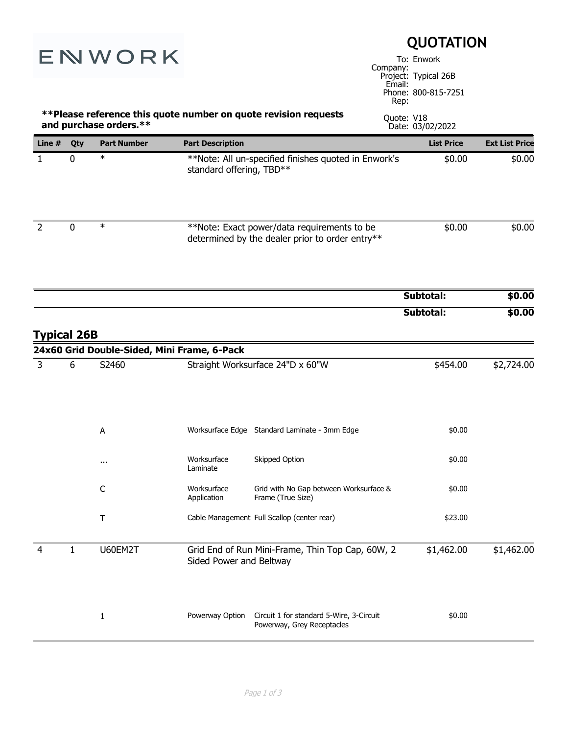ENWORK

# QUOTATION

To: Enwork
Company:
Project: Typical 26B
Email:
Phone: 800-815-7251
Rep:

**\*\*Please reference this quote number on quote revision requests and purchase orders.\*\***

Quote: V18
Date: 03/02/2022

| Line # | Qty | Part Number | Part Description | | List Price | Ext List Price |
|---|---|---|---|---|---|---|
| 1 | 0 | * | **Note: All un-specified finishes quoted in Enwork's standard offering, TBD** | | $0.00 | $0.00 |
| 2 | 0 | * | **Note: Exact power/data requirements to be determined by the dealer prior to order entry** | | $0.00 | $0.00 |
| | | | | | **Subtotal:** | **$0.00** |
| | | | | | **Subtotal:** | **$0.00** |

## Typical 26B

### 24x60 Grid Double-Sided, Mini Frame, 6-Pack

| Line # | Qty | Part Number | Part Description | | List Price | Ext List Price |
|---|---|---|---|---|---|---|
| 3 | 6 | S2460 | Straight Worksurface 24"D x 60"W | | $454.00 | $2,724.00 |
| | | A | Worksurface Edge | Standard Laminate - 3mm Edge | $0.00 | |
| | | ... | Worksurface Laminate | Skipped Option | $0.00 | |
| | | C | Worksurface Application | Grid with No Gap between Worksurface & Frame (True Size) | $0.00 | |
| | | T | Cable Management | Full Scallop (center rear) | $23.00 | |
| 4 | 1 | U60EM2T | Grid End of Run Mini-Frame, Thin Top Cap, 60W, 2 Sided Power and Beltway | | $1,462.00 | $1,462.00 |
| | | 1 | Powerway Option | Circuit 1 for standard 5-Wire, 3-Circuit Powerway, Grey Receptacles | $0.00 | |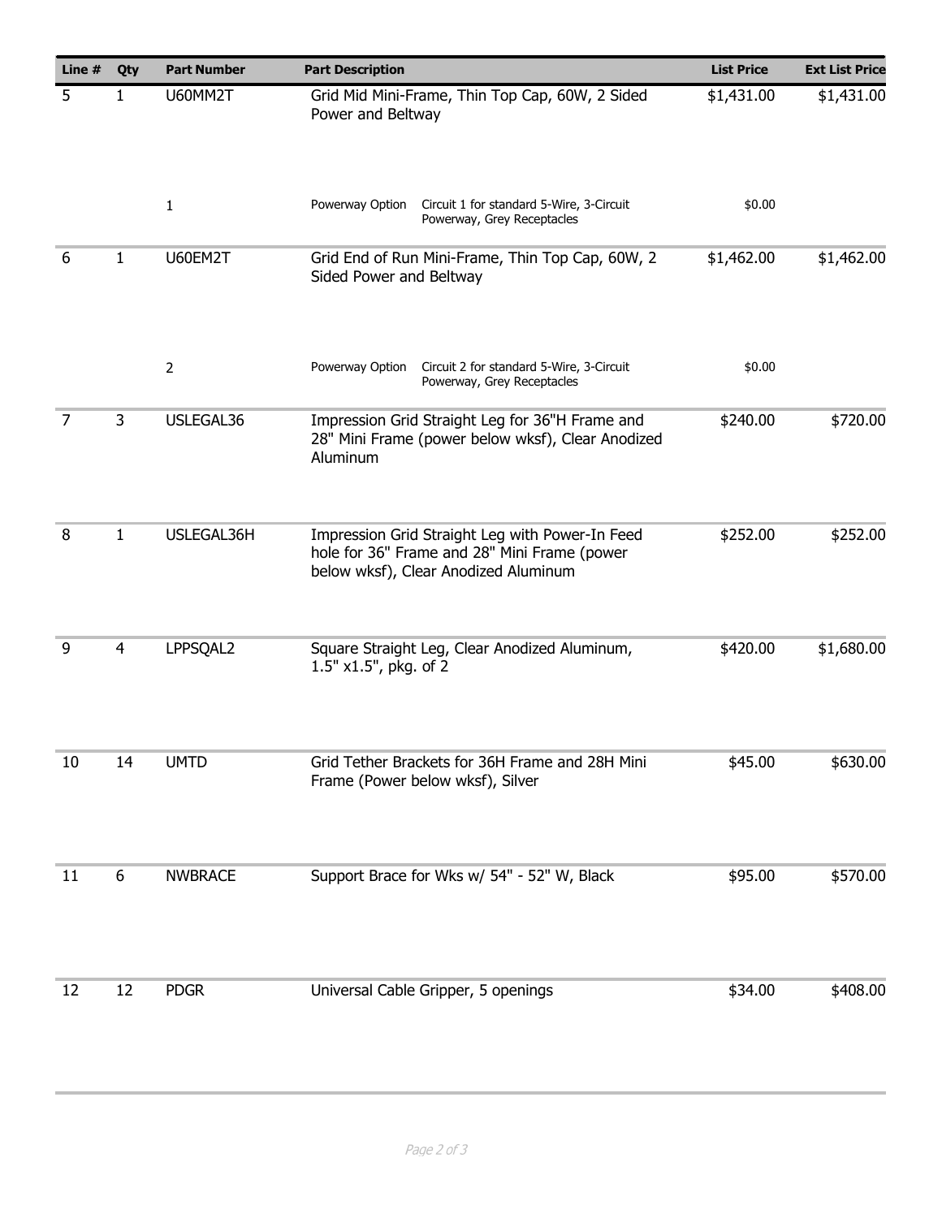| Line # | Qty | Part Number | Part Description | List Price | Ext List Price |
|---|---|---|---|---|---|
| 5 | 1 | U60MM2T | Grid Mid Mini-Frame, Thin Top Cap, 60W, 2 Sided Power and Beltway | $1,431.00 | $1,431.00 |
| | | 1 | Powerway Option — Circuit 1 for standard 5-Wire, 3-Circuit Powerway, Grey Receptacles | $0.00 | |
| 6 | 1 | U60EM2T | Grid End of Run Mini-Frame, Thin Top Cap, 60W, 2 Sided Power and Beltway | $1,462.00 | $1,462.00 |
| | | 2 | Powerway Option — Circuit 2 for standard 5-Wire, 3-Circuit Powerway, Grey Receptacles | $0.00 | |
| 7 | 3 | USLEGAL36 | Impression Grid Straight Leg for 36"H Frame and 28" Mini Frame (power below wksf), Clear Anodized Aluminum | $240.00 | $720.00 |
| 8 | 1 | USLEGAL36H | Impression Grid Straight Leg with Power-In Feed hole for 36" Frame and 28" Mini Frame (power below wksf), Clear Anodized Aluminum | $252.00 | $252.00 |
| 9 | 4 | LPPSQAL2 | Square Straight Leg, Clear Anodized Aluminum, 1.5" x1.5", pkg. of 2 | $420.00 | $1,680.00 |
| 10 | 14 | UMTD | Grid Tether Brackets for 36H Frame and 28H Mini Frame (Power below wksf), Silver | $45.00 | $630.00 |
| 11 | 6 | NWBRACE | Support Brace for Wks w/ 54" - 52" W, Black | $95.00 | $570.00 |
| 12 | 12 | PDGR | Universal Cable Gripper, 5 openings | $34.00 | $408.00 |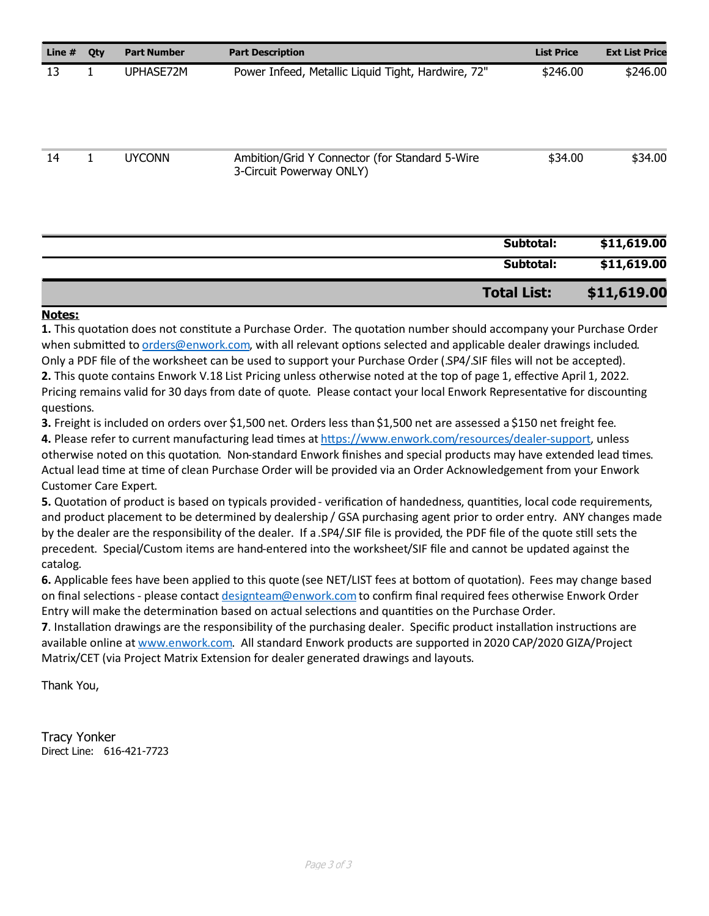| Line # | Qty | Part Number | Part Description | List Price | Ext List Price |
|---|---|---|---|---|---|
| 13 | 1 | UPHASE72M | Power Infeed, Metallic Liquid Tight, Hardwire, 72" | $246.00 | $246.00 |
| 14 | 1 | UYCONN | Ambition/Grid Y Connector (for Standard 5-Wire 3-Circuit Powerway ONLY) | $34.00 | $34.00 |
| | | | | **Subtotal:** | **$11,619.00** |
| | | | | **Subtotal:** | **$11,619.00** |
| | | | | **Total List:** | **$11,619.00** |

**Notes:**

**1.** This quotation does not constitute a Purchase Order. The quotation number should accompany your Purchase Order when submitted to orders@enwork.com, with all relevant options selected and applicable dealer drawings included. Only a PDF file of the worksheet can be used to support your Purchase Order (.SP4/.SIF files will not be accepted).

**2.** This quote contains Enwork V.18 List Pricing unless otherwise noted at the top of page 1, effective April 1, 2022. Pricing remains valid for 30 days from date of quote. Please contact your local Enwork Representative for discounting questions.

**3.** Freight is included on orders over $1,500 net. Orders less than $1,500 net are assessed a $150 net freight fee.

**4.** Please refer to current manufacturing lead times at https://www.enwork.com/resources/dealer-support, unless otherwise noted on this quotation. Non-standard Enwork finishes and special products may have extended lead times. Actual lead time at time of clean Purchase Order will be provided via an Order Acknowledgement from your Enwork Customer Care Expert.

**5.** Quotation of product is based on typicals provided - verification of handedness, quantities, local code requirements, and product placement to be determined by dealership / GSA purchasing agent prior to order entry. ANY changes made by the dealer are the responsibility of the dealer. If a .SP4/.SIF file is provided, the PDF file of the quote still sets the precedent. Special/Custom items are hand-entered into the worksheet/SIF file and cannot be updated against the catalog.

**6.** Applicable fees have been applied to this quote (see NET/LIST fees at bottom of quotation). Fees may change based on final selections - please contact designteam@enwork.com to confirm final required fees otherwise Enwork Order Entry will make the determination based on actual selections and quantities on the Purchase Order.

**7**. Installation drawings are the responsibility of the purchasing dealer. Specific product installation instructions are available online at www.enwork.com. All standard Enwork products are supported in 2020 CAP/2020 GIZA/Project Matrix/CET (via Project Matrix Extension for dealer generated drawings and layouts.

Thank You,

Tracy Yonker
Direct Line: 616-421-7723